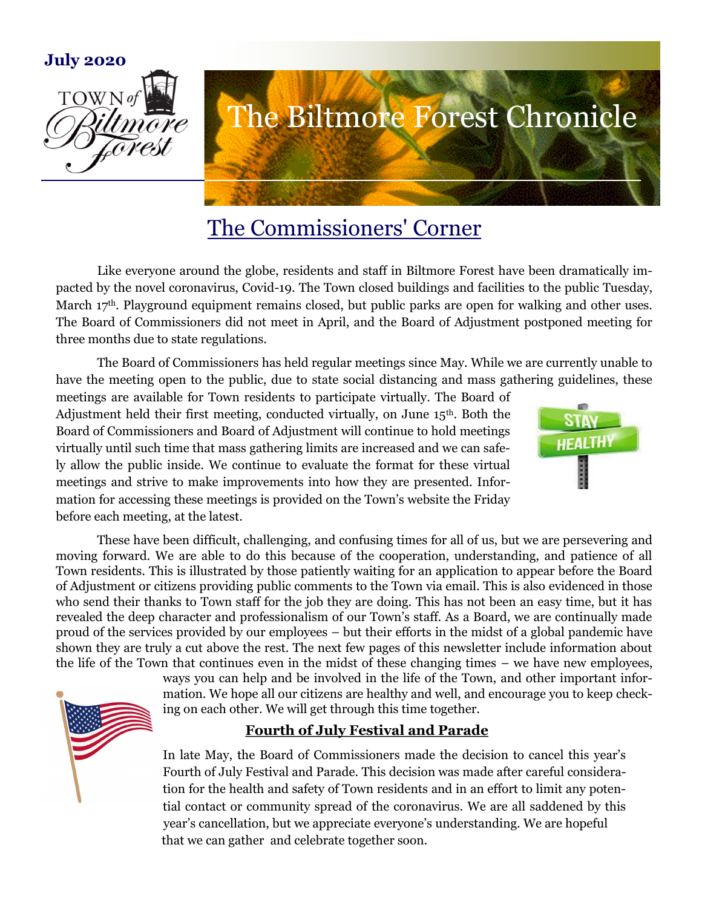July 2020

# The Biltmore Forest Chronicle

## The Commissioners' Corner

Like everyone around the globe, residents and staff in Biltmore Forest have been dramatically impacted by the novel coronavirus, Covid-19. The Town closed buildings and facilities to the public Tuesday, March 17th. Playground equipment remains closed, but public parks are open for walking and other uses. The Board of Commissioners did not meet in April, and the Board of Adjustment postponed meeting for three months due to state regulations.

The Board of Commissioners has held regular meetings since May. While we are currently unable to have the meeting open to the public, due to state social distancing and mass gathering guidelines, these meetings are available for Town residents to participate virtually. The Board of Adjustment held their first meeting, conducted virtually, on June 15th. Both the Board of Commissioners and Board of Adjustment will continue to hold meetings virtually until such time that mass gathering limits are increased and we can safely allow the public inside. We continue to evaluate the format for these virtual meetings and strive to make improvements into how they are presented. Information for accessing these meetings is provided on the Town's website the Friday before each meeting, at the latest.

These have been difficult, challenging, and confusing times for all of us, but we are persevering and moving forward. We are able to do this because of the cooperation, understanding, and patience of all Town residents. This is illustrated by those patiently waiting for an application to appear before the Board of Adjustment or citizens providing public comments to the Town via email. This is also evidenced in those who send their thanks to Town staff for the job they are doing. This has not been an easy time, but it has revealed the deep character and professionalism of our Town's staff. As a Board, we are continually made proud of the services provided by our employees – but their efforts in the midst of a global pandemic have shown they are truly a cut above the rest. The next few pages of this newsletter include information about the life of the Town that continues even in the midst of these changing times – we have new employees, ways you can help and be involved in the life of the Town, and other important information. We hope all our citizens are healthy and well, and encourage you to keep checking on each other. We will get through this time together.

### Fourth of July Festival and Parade

In late May, the Board of Commissioners made the decision to cancel this year's Fourth of July Festival and Parade. This decision was made after careful consideration for the health and safety of Town residents and in an effort to limit any potential contact or community spread of the coronavirus. We are all saddened by this year's cancellation, but we appreciate everyone's understanding. We are hopeful that we can gather and celebrate together soon.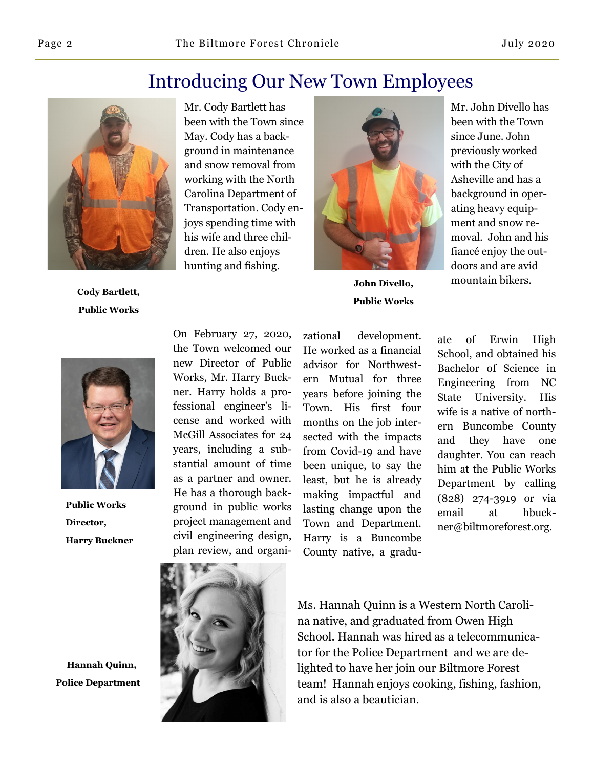# Introducing Our New Town Employees

Mr. Cody Bartlett has been with the Town since May. Cody has a background in maintenance and snow removal from working with the North Carolina Department of Transportation. Cody enjoys spending time with his wife and three children. He also enjoys hunting and fishing.

**Cody Bartlett, Public Works**

Mr. John Divello has been with the Town since June. John previously worked with the City of Asheville and has a background in operating heavy equipment and snow removal. John and his fiancé enjoy the outdoors and are avid mountain bikers.

**John Divello, Public Works**

On February 27, 2020, the Town welcomed our new Director of Public Works, Mr. Harry Buckner. Harry holds a professional engineer's license and worked with McGill Associates for 24 years, including a substantial amount of time as a partner and owner. He has a thorough background in public works project management and civil engineering design, plan review, and organizational development. He worked as a financial advisor for Northwestern Mutual for three years before joining the Town. His first four months on the job intersected with the impacts from Covid-19 and have been unique, to say the least, but he is already making impactful and lasting change upon the Town and Department. Harry is a Buncombe County native, a graduate of Erwin High School, and obtained his Bachelor of Science in Engineering from NC State University. His wife is a native of northern Buncombe County and they have one daughter. You can reach him at the Public Works Department by calling (828) 274-3919 or via email at hbuckner@biltmoreforest.org.

**Public Works Director, Harry Buckner**

Ms. Hannah Quinn is a Western North Carolina native, and graduated from Owen High School. Hannah was hired as a telecommunicator for the Police Department and we are delighted to have her join our Biltmore Forest team! Hannah enjoys cooking, fishing, fashion, and is also a beautician.

**Hannah Quinn, Police Department**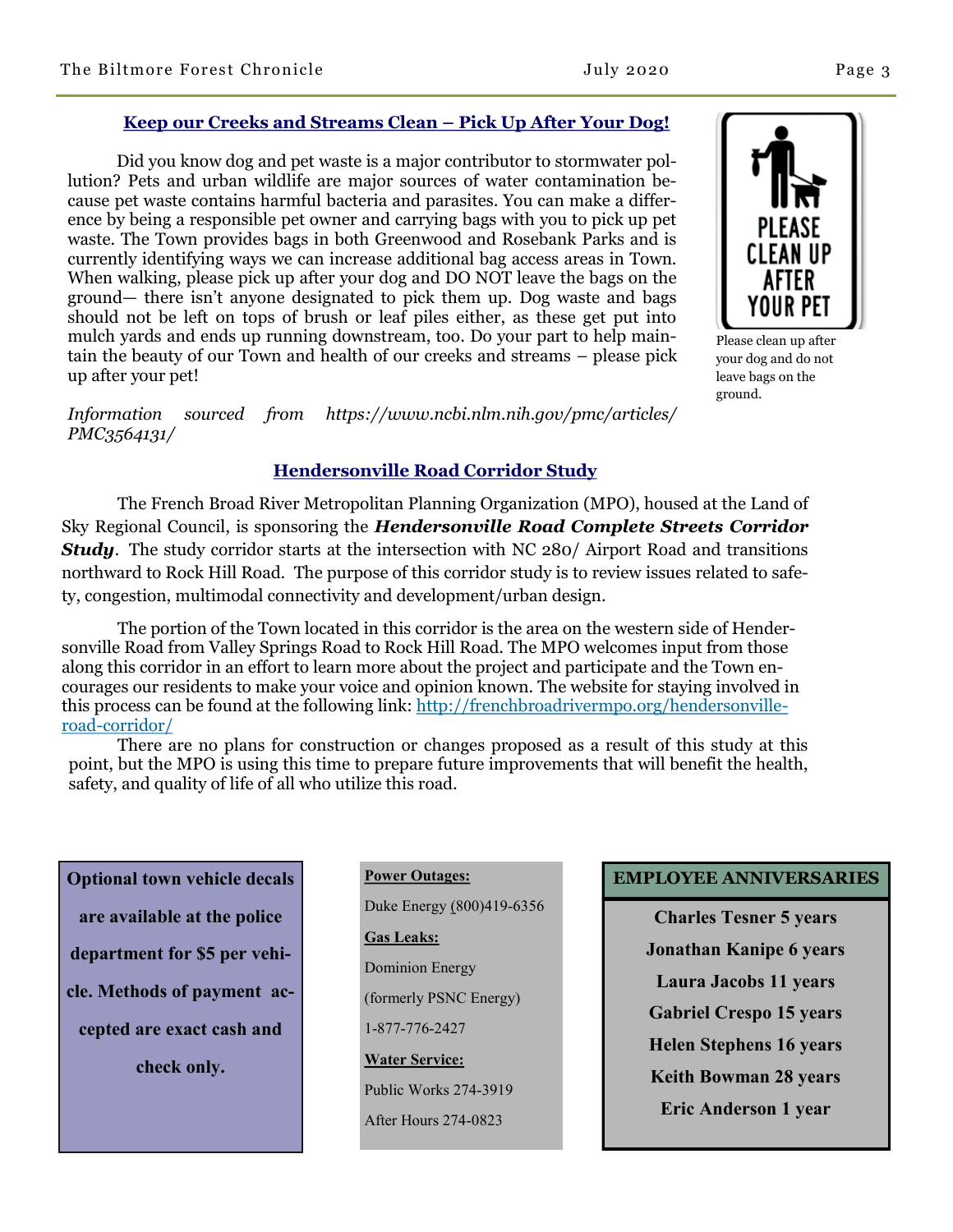## Keep our Creeks and Streams Clean – Pick Up After Your Dog!

Did you know dog and pet waste is a major contributor to stormwater pollution? Pets and urban wildlife are major sources of water contamination because pet waste contains harmful bacteria and parasites. You can make a difference by being a responsible pet owner and carrying bags with you to pick up pet waste. The Town provides bags in both Greenwood and Rosebank Parks and is currently identifying ways we can increase additional bag access areas in Town. When walking, please pick up after your dog and DO NOT leave the bags on the ground— there isn't anyone designated to pick them up. Dog waste and bags should not be left on tops of brush or leaf piles either, as these get put into mulch yards and ends up running downstream, too. Do your part to help maintain the beauty of our Town and health of our creeks and streams – please pick up after your pet!

*Information sourced from https://www.ncbi.nlm.nih.gov/pmc/articles/PMC3564131/*

PLEASE CLEAN UP AFTER YOUR PET

Please clean up after your dog and do not leave bags on the ground.

## Hendersonville Road Corridor Study

The French Broad River Metropolitan Planning Organization (MPO), housed at the Land of Sky Regional Council, is sponsoring the ***Hendersonville Road Complete Streets Corridor Study***. The study corridor starts at the intersection with NC 280/ Airport Road and transitions northward to Rock Hill Road. The purpose of this corridor study is to review issues related to safety, congestion, multimodal connectivity and development/urban design.

The portion of the Town located in this corridor is the area on the western side of Hendersonville Road from Valley Springs Road to Rock Hill Road. The MPO welcomes input from those along this corridor in an effort to learn more about the project and participate and the Town encourages our residents to make your voice and opinion known. The website for staying involved in this process can be found at the following link: http://frenchbroadrivermpo.org/hendersonville-road-corridor/

There are no plans for construction or changes proposed as a result of this study at this point, but the MPO is using this time to prepare future improvements that will benefit the health, safety, and quality of life of all who utilize this road.

**Optional town vehicle decals are available at the police department for $5 per vehicle. Methods of payment accepted are exact cash and check only.**

**Power Outages:**

Duke Energy (800)419-6356

**Gas Leaks:**

Dominion Energy

(formerly PSNC Energy)

1-877-776-2427

**Water Service:**

Public Works 274-3919

After Hours 274-0823

**EMPLOYEE ANNIVERSARIES**

**Charles Tesner 5 years**

**Jonathan Kanipe 6 years**

**Laura Jacobs 11 years**

**Gabriel Crespo 15 years**

**Helen Stephens 16 years**

**Keith Bowman 28 years**

**Eric Anderson 1 year**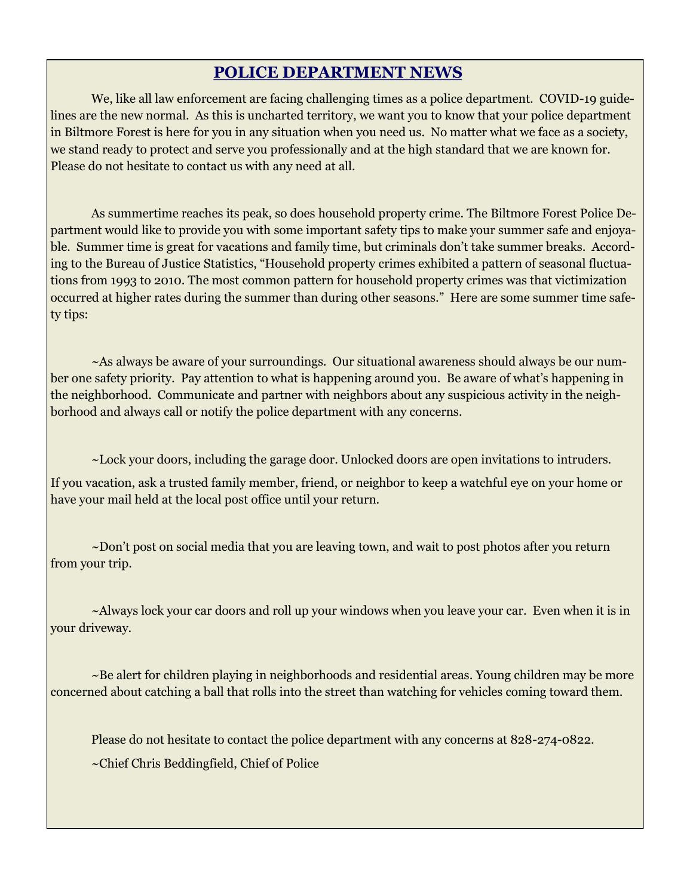## POLICE DEPARTMENT NEWS

We, like all law enforcement are facing challenging times as a police department. COVID-19 guidelines are the new normal. As this is uncharted territory, we want you to know that your police department in Biltmore Forest is here for you in any situation when you need us. No matter what we face as a society, we stand ready to protect and serve you professionally and at the high standard that we are known for. Please do not hesitate to contact us with any need at all.

As summertime reaches its peak, so does household property crime. The Biltmore Forest Police Department would like to provide you with some important safety tips to make your summer safe and enjoyable. Summer time is great for vacations and family time, but criminals don't take summer breaks. According to the Bureau of Justice Statistics, "Household property crimes exhibited a pattern of seasonal fluctuations from 1993 to 2010. The most common pattern for household property crimes was that victimization occurred at higher rates during the summer than during other seasons." Here are some summer time safety tips:

~As always be aware of your surroundings. Our situational awareness should always be our number one safety priority. Pay attention to what is happening around you. Be aware of what's happening in the neighborhood. Communicate and partner with neighbors about any suspicious activity in the neighborhood and always call or notify the police department with any concerns.

~Lock your doors, including the garage door. Unlocked doors are open invitations to intruders. If you vacation, ask a trusted family member, friend, or neighbor to keep a watchful eye on your home or have your mail held at the local post office until your return.

~Don't post on social media that you are leaving town, and wait to post photos after you return from your trip.

~Always lock your car doors and roll up your windows when you leave your car. Even when it is in your driveway.

~Be alert for children playing in neighborhoods and residential areas. Young children may be more concerned about catching a ball that rolls into the street than watching for vehicles coming toward them.

Please do not hesitate to contact the police department with any concerns at 828-274-0822.

~Chief Chris Beddingfield, Chief of Police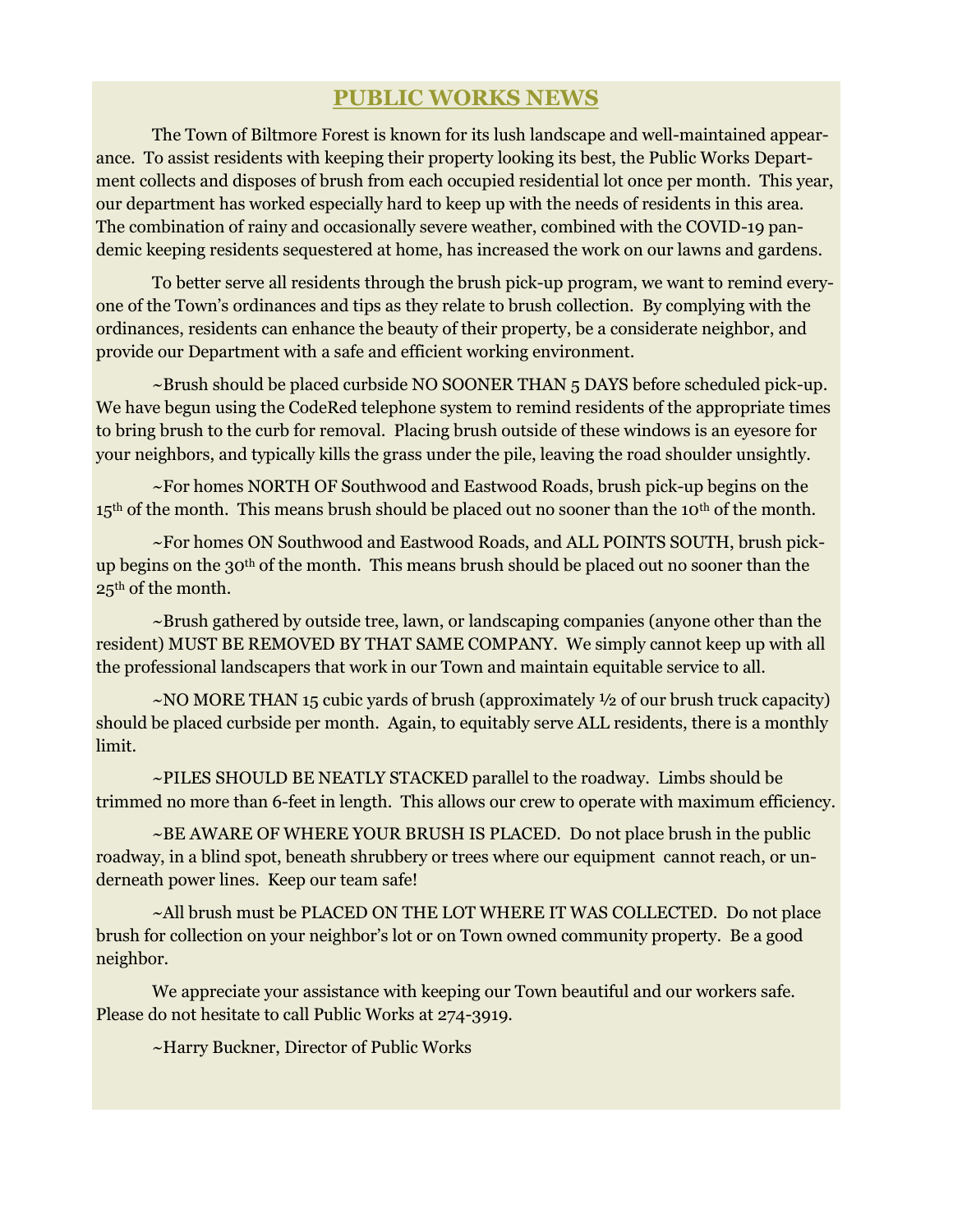## PUBLIC WORKS NEWS

The Town of Biltmore Forest is known for its lush landscape and well-maintained appearance. To assist residents with keeping their property looking its best, the Public Works Department collects and disposes of brush from each occupied residential lot once per month. This year, our department has worked especially hard to keep up with the needs of residents in this area. The combination of rainy and occasionally severe weather, combined with the COVID-19 pandemic keeping residents sequestered at home, has increased the work on our lawns and gardens.

To better serve all residents through the brush pick-up program, we want to remind everyone of the Town's ordinances and tips as they relate to brush collection. By complying with the ordinances, residents can enhance the beauty of their property, be a considerate neighbor, and provide our Department with a safe and efficient working environment.

~Brush should be placed curbside NO SOONER THAN 5 DAYS before scheduled pick-up. We have begun using the CodeRed telephone system to remind residents of the appropriate times to bring brush to the curb for removal. Placing brush outside of these windows is an eyesore for your neighbors, and typically kills the grass under the pile, leaving the road shoulder unsightly.

~For homes NORTH OF Southwood and Eastwood Roads, brush pick-up begins on the 15th of the month. This means brush should be placed out no sooner than the 10th of the month.

~For homes ON Southwood and Eastwood Roads, and ALL POINTS SOUTH, brush pick-up begins on the 30th of the month. This means brush should be placed out no sooner than the 25th of the month.

~Brush gathered by outside tree, lawn, or landscaping companies (anyone other than the resident) MUST BE REMOVED BY THAT SAME COMPANY. We simply cannot keep up with all the professional landscapers that work in our Town and maintain equitable service to all.

~NO MORE THAN 15 cubic yards of brush (approximately ½ of our brush truck capacity) should be placed curbside per month. Again, to equitably serve ALL residents, there is a monthly limit.

~PILES SHOULD BE NEATLY STACKED parallel to the roadway. Limbs should be trimmed no more than 6-feet in length. This allows our crew to operate with maximum efficiency.

~BE AWARE OF WHERE YOUR BRUSH IS PLACED. Do not place brush in the public roadway, in a blind spot, beneath shrubbery or trees where our equipment cannot reach, or underneath power lines. Keep our team safe!

~All brush must be PLACED ON THE LOT WHERE IT WAS COLLECTED. Do not place brush for collection on your neighbor's lot or on Town owned community property. Be a good neighbor.

We appreciate your assistance with keeping our Town beautiful and our workers safe. Please do not hesitate to call Public Works at 274-3919.

~Harry Buckner, Director of Public Works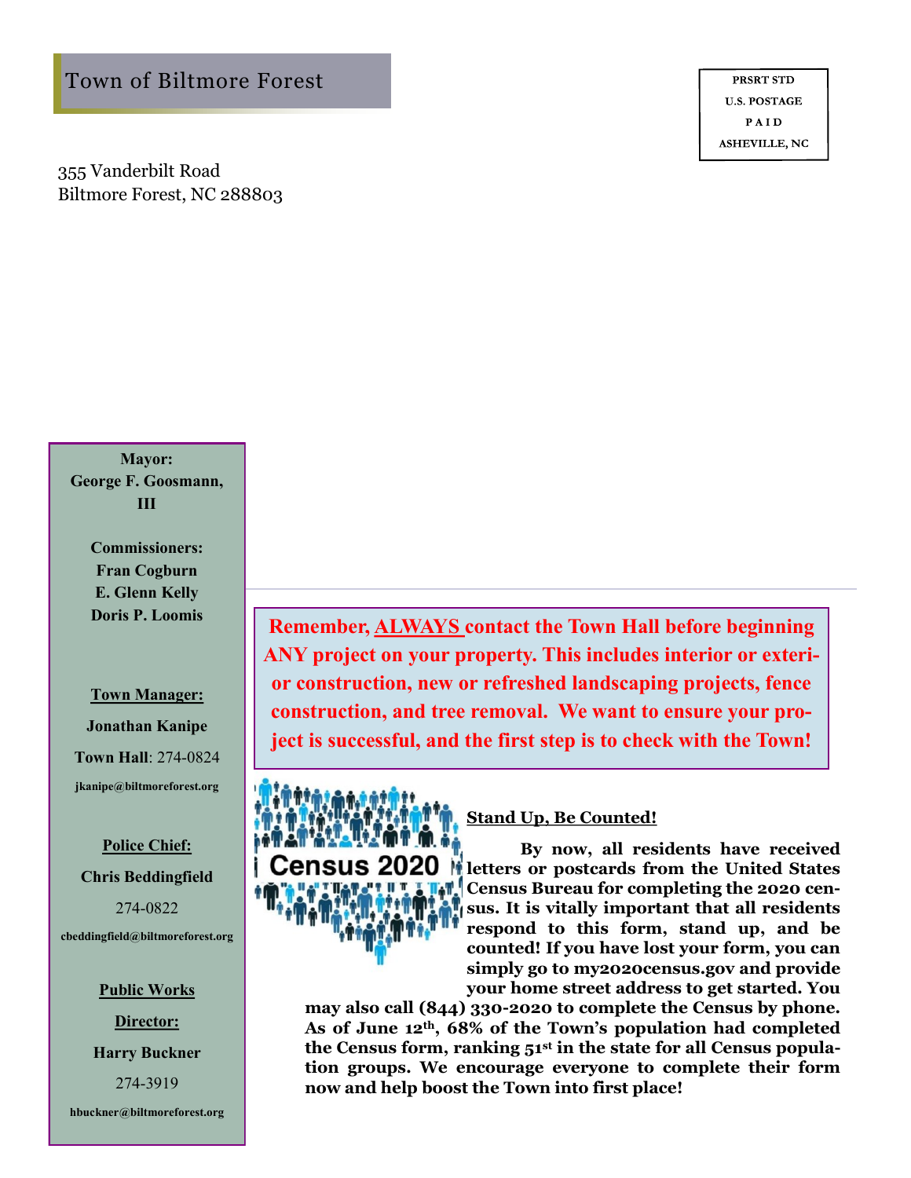Town of Biltmore Forest

355 Vanderbilt Road
Biltmore Forest, NC 288803

PRSRT STD
U.S. POSTAGE
P A I D
ASHEVILLE, NC

**Mayor:**
**George F. Goosmann, III**

**Commissioners:**
**Fran Cogburn**
**E. Glenn Kelly**
**Doris P. Loomis**

**Town Manager:**
**Jonathan Kanipe**
**Town Hall**: 274-0824
**jkanipe@biltmoreforest.org**

**Police Chief:**
**Chris Beddingfield**
274-0822
**cbeddingfield@biltmoreforest.org**

**Public Works Director:**
**Harry Buckner**
274-3919
**hbuckner@biltmoreforest.org**

**Remember, ALWAYS contact the Town Hall before beginning ANY project on your property. This includes interior or exterior construction, new or refreshed landscaping projects, fence construction, and tree removal. We want to ensure your project is successful, and the first step is to check with the Town!**

Census 2020

**Stand Up, Be Counted!**

**By now, all residents have received letters or postcards from the United States Census Bureau for completing the 2020 census. It is vitally important that all residents respond to this form, stand up, and be counted! If you have lost your form, you can simply go to my2020census.gov and provide your home street address to get started. You may also call (844) 330-2020 to complete the Census by phone. As of June 12th, 68% of the Town's population had completed the Census form, ranking 51st in the state for all Census population groups. We encourage everyone to complete their form now and help boost the Town into first place!**